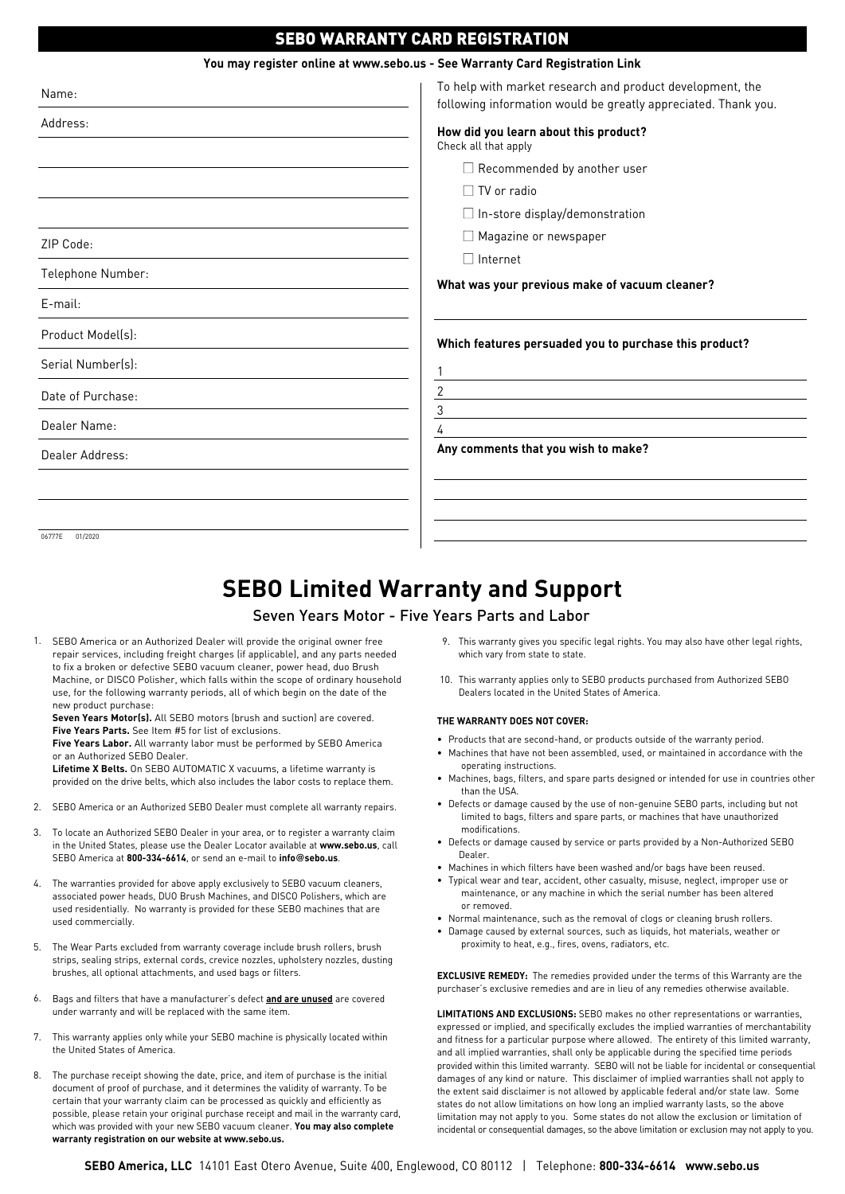# SEBO WARRANTY CARD REGISTRATION

**You may register online at www.sebo.us - See Warranty Card Registration Link**

Name:

Address:

ZIP Code:

Telephone Number:

E-mail:

Product Model(s):

Serial Number(s):

Date of Purchase:

Dealer Name:

Dealer Address:

06777E 01/2020

To help with market research and product development, the following information would be greatly appreciated. Thank you.

**How did you learn about this product?**
Check all that apply

- ☐ Recommended by another user
- ☐ TV or radio
- ☐ In-store display/demonstration
- ☐ Magazine or newspaper
- ☐ Internet

**What was your previous make of vacuum cleaner?**

**Which features persuaded you to purchase this product?**

1
2
3
4

**Any comments that you wish to make?**

# SEBO Limited Warranty and Support

## Seven Years Motor - Five Years Parts and Labor

1. SEBO America or an Authorized Dealer will provide the original owner free repair services, including freight charges (if applicable), and any parts needed to fix a broken or defective SEBO vacuum cleaner, power head, duo Brush Machine, or DISCO Polisher, which falls within the scope of ordinary household use, for the following warranty periods, all of which begin on the date of the new product purchase:
   **Seven Years Motor(s).** All SEBO motors (brush and suction) are covered.
   **Five Years Parts.** See Item #5 for list of exclusions.
   **Five Years Labor.** All warranty labor must be performed by SEBO America or an Authorized SEBO Dealer.
   **Lifetime X Belts.** On SEBO AUTOMATIC X vacuums, a lifetime warranty is provided on the drive belts, which also includes the labor costs to replace them.
2. SEBO America or an Authorized SEBO Dealer must complete all warranty repairs.
3. To locate an Authorized SEBO Dealer in your area, or to register a warranty claim in the United States, please use the Dealer Locator available at **www.sebo.us**, call SEBO America at **800-334-6614**, or send an e-mail to **info@sebo.us**.
4. The warranties provided for above apply exclusively to SEBO vacuum cleaners, associated power heads, DUO Brush Machines, and DISCO Polishers, which are used residentially. No warranty is provided for these SEBO machines that are used commercially.
5. The Wear Parts excluded from warranty coverage include brush rollers, brush strips, sealing strips, external cords, crevice nozzles, upholstery nozzles, dusting brushes, all optional attachments, and used bags or filters.
6. Bags and filters that have a manufacturer's defect **and are unused** are covered under warranty and will be replaced with the same item.
7. This warranty applies only while your SEBO machine is physically located within the United States of America.
8. The purchase receipt showing the date, price, and item of purchase is the initial document of proof of purchase, and it determines the validity of warranty. To be certain that your warranty claim can be processed as quickly and efficiently as possible, please retain your original purchase receipt and mail in the warranty card, which was provided with your new SEBO vacuum cleaner. **You may also complete warranty registration on our website at www.sebo.us.**
9. This warranty gives you specific legal rights. You may also have other legal rights, which vary from state to state.
10. This warranty applies only to SEBO products purchased from Authorized SEBO Dealers located in the United States of America.

**THE WARRANTY DOES NOT COVER:**

- Products that are second-hand, or products outside of the warranty period.
- Machines that have not been assembled, used, or maintained in accordance with the operating instructions.
- Machines, bags, filters, and spare parts designed or intended for use in countries other than the USA.
- Defects or damage caused by the use of non-genuine SEBO parts, including but not limited to bags, filters and spare parts, or machines that have unauthorized modifications.
- Defects or damage caused by service or parts provided by a Non-Authorized SEBO Dealer.
- Machines in which filters have been washed and/or bags have been reused.
- Typical wear and tear, accident, other casualty, misuse, neglect, improper use or maintenance, or any machine in which the serial number has been altered or removed.
- Normal maintenance, such as the removal of clogs or cleaning brush rollers.
- Damage caused by external sources, such as liquids, hot materials, weather or proximity to heat, e.g., fires, ovens, radiators, etc.

**EXCLUSIVE REMEDY:** The remedies provided under the terms of this Warranty are the purchaser's exclusive remedies and are in lieu of any remedies otherwise available.

**LIMITATIONS AND EXCLUSIONS:** SEBO makes no other representations or warranties, expressed or implied, and specifically excludes the implied warranties of merchantability and fitness for a particular purpose where allowed. The entirety of this limited warranty, and all implied warranties, shall only be applicable during the specified time periods provided within this limited warranty. SEBO will not be liable for incidental or consequential damages of any kind or nature. This disclaimer of implied warranties shall not apply to the extent said disclaimer is not allowed by applicable federal and/or state law. Some states do not allow limitations on how long an implied warranty lasts, so the above limitation may not apply to you. Some states do not allow the exclusion or limitation of incidental or consequential damages, so the above limitation or exclusion may not apply to you.

**SEBO America, LLC** 14101 East Otero Avenue, Suite 400, Englewood, CO 80112 | Telephone: **800-334-6614** **www.sebo.us**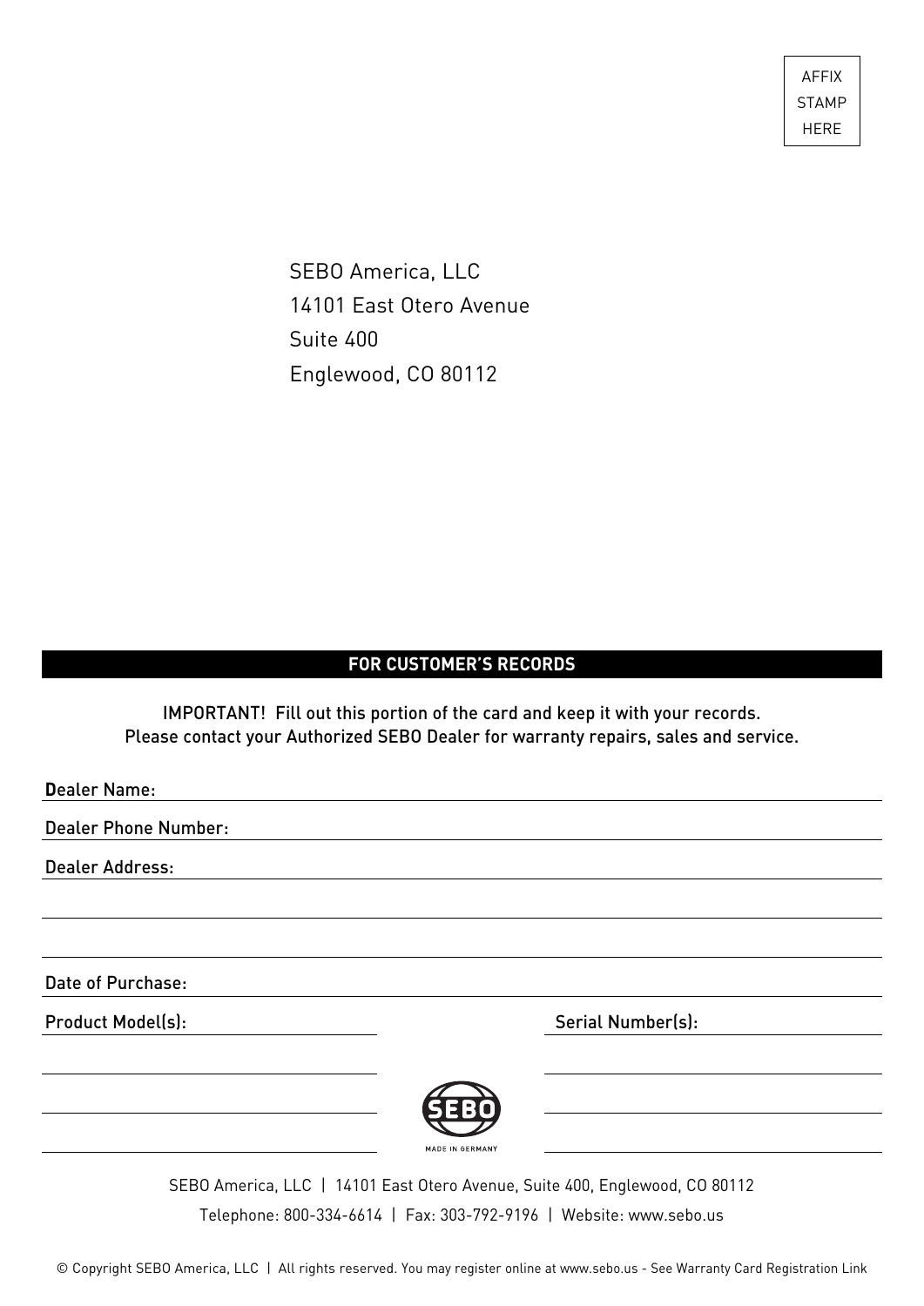AFFIX
STAMP
HERE

SEBO America, LLC
14101 East Otero Avenue
Suite 400
Englewood, CO 80112

## FOR CUSTOMER'S RECORDS

IMPORTANT! Fill out this portion of the card and keep it with your records.
Please contact your Authorized SEBO Dealer for warranty repairs, sales and service.

Dealer Name: ______________________________

Dealer Phone Number: ______________________________

Dealer Address: ______________________________

______________________________

______________________________

Date of Purchase: ______________________________

Product Model(s): ______________________________ Serial Number(s): ______________________________

______________________________ ______________________________

______________________________ ______________________________

______________________________ ______________________________

SEBO

MADE IN GERMANY

SEBO America, LLC | 14101 East Otero Avenue, Suite 400, Englewood, CO 80112
Telephone: 800-334-6614 | Fax: 303-792-9196 | Website: www.sebo.us

© Copyright SEBO America, LLC | All rights reserved. You may register online at www.sebo.us - See Warranty Card Registration Link